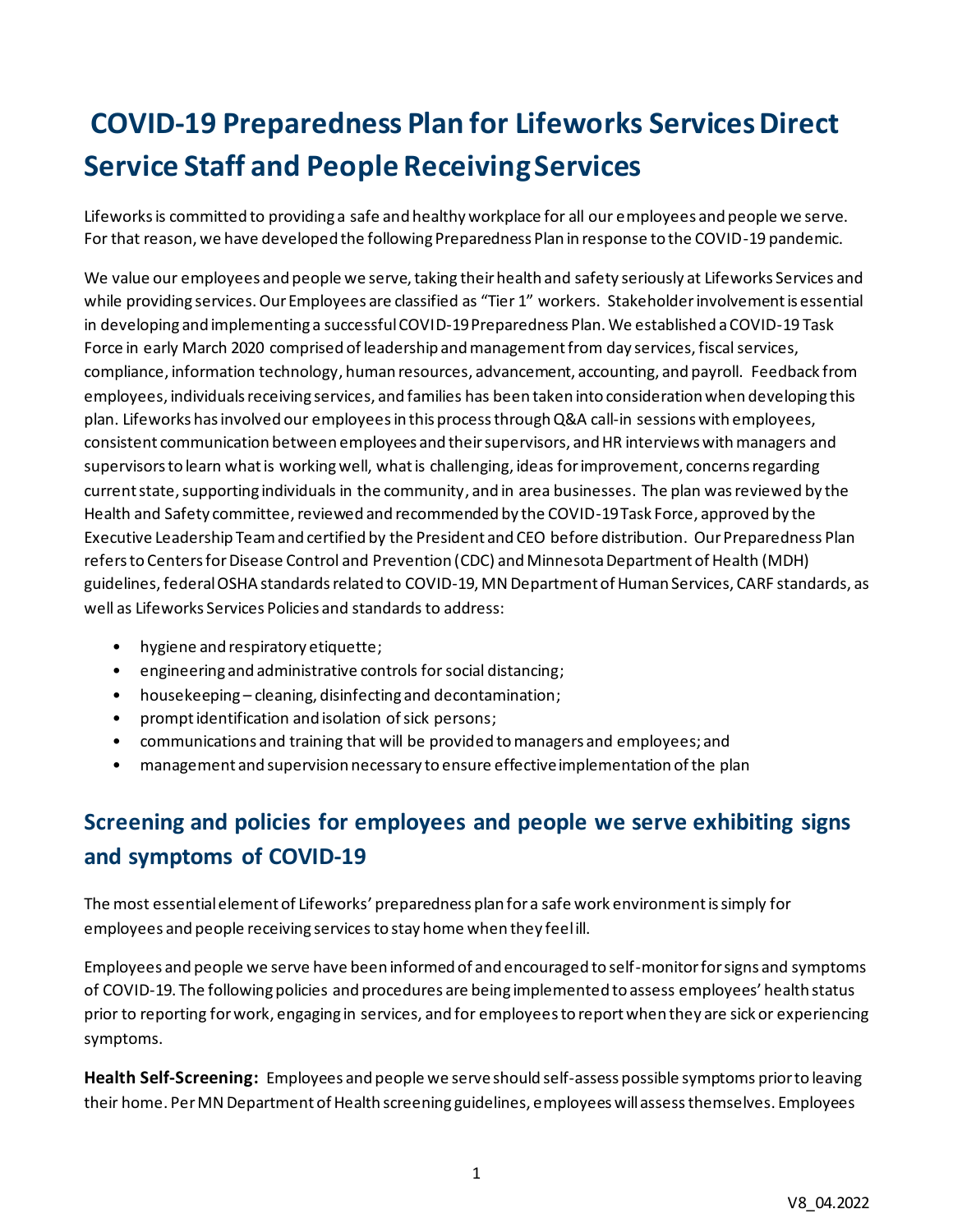# COVID-19 Preparedness Plan for Lifeworks Services Direct Service Staff and People Receiving Services

Lifeworks is committed to providing a safe and healthy workplace for all our employees and people we serve. For that reason, we have developed the following Preparedness Plan in response to the COVID-19 pandemic.

We value our employees and people we serve, taking their health and safety seriously at Lifeworks Services and while providing services. Our Employees are classified as "Tier 1" workers. Stakeholder involvement is essential in developing and implementing a successful COVID-19 Preparedness Plan. We established a COVID-19 Task Force in early March 2020 comprised of leadership and management from day services, fiscal services, compliance, information technology, human resources, advancement, accounting, and payroll. Feedback from employees, individuals receiving services, and families has been taken into consideration when developing this plan. Lifeworks has involved our employees in this process through Q&A call-in sessions with employees, consistent communication between employees and their supervisors, and HR interviews with managers and supervisors to learn what is working well, what is challenging, ideas for improvement, concerns regarding current state, supporting individuals in the community, and in area businesses. The plan was reviewed by the Health and Safety committee, reviewed and recommended by the COVID-19 Task Force, approved by the Executive Leadership Team and certified by the President and CEO before distribution. Our Preparedness Plan refers to Centers for Disease Control and Prevention (CDC) and Minnesota Department of Health (MDH) guidelines, federal OSHA standards related to COVID-19, MN Department of Human Services, CARF standards, as well as Lifeworks Services Policies and standards to address:

- hygiene and respiratory etiquette;
- engineering and administrative controls for social distancing;
- housekeeping – cleaning, disinfecting and decontamination;
- prompt identification and isolation of sick persons;
- communications and training that will be provided to managers and employees; and
- management and supervision necessary to ensure effective implementation of the plan

## Screening and policies for employees and people we serve exhibiting signs and symptoms of COVID-19

The most essential element of Lifeworks' preparedness plan for a safe work environment is simply for employees and people receiving services to stay home when they feel ill.

Employees and people we serve have been informed of and encouraged to self-monitor for signs and symptoms of COVID-19. The following policies and procedures are being implemented to assess employees' health status prior to reporting for work, engaging in services, and for employees to report when they are sick or experiencing symptoms.

**Health Self-Screening:** Employees and people we serve should self-assess possible symptoms prior to leaving their home. Per MN Department of Health screening guidelines, employees will assess themselves. Employees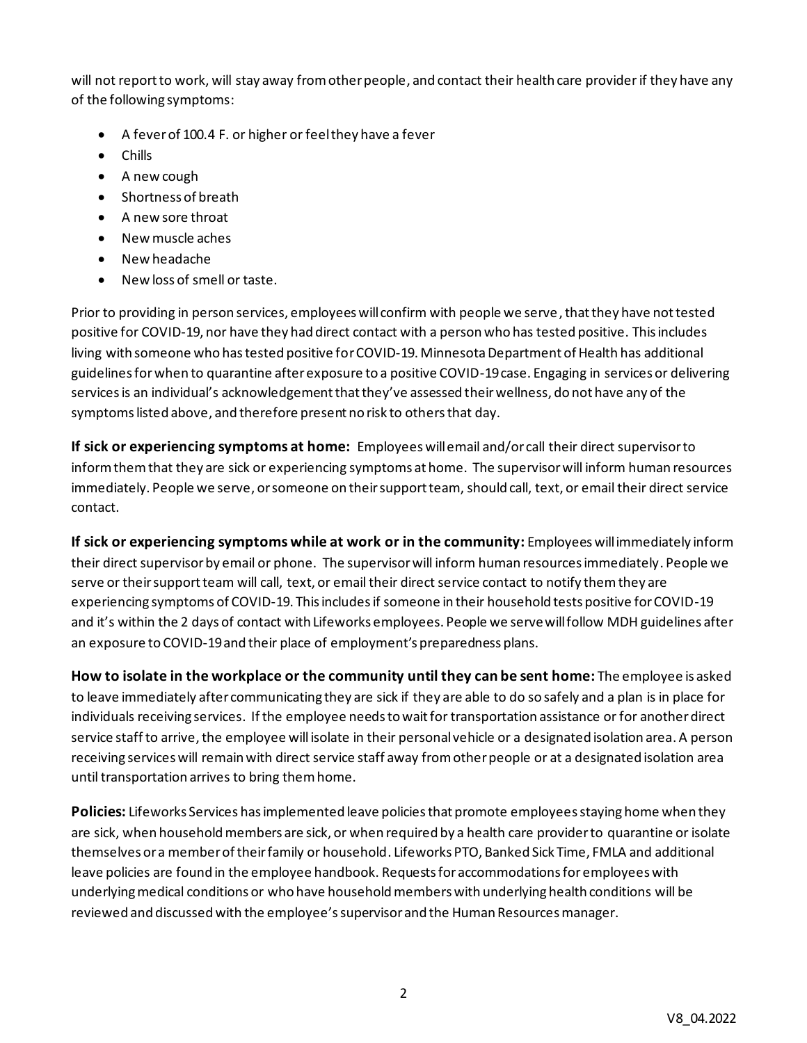will not report to work, will stay away from other people, and contact their health care provider if they have any of the following symptoms:

- A fever of 100.4 F. or higher or feel they have a fever
- Chills
- A new cough
- Shortness of breath
- A new sore throat
- New muscle aches
- New headache
- New loss of smell or taste.

Prior to providing in person services, employees will confirm with people we serve, that they have not tested positive for COVID-19, nor have they had direct contact with a person who has tested positive. This includes living with someone who has tested positive for COVID-19. Minnesota Department of Health has additional guidelines for when to quarantine after exposure to a positive COVID-19 case. Engaging in services or delivering services is an individual's acknowledgement that they've assessed their wellness, do not have any of the symptoms listed above, and therefore present no risk to others that day.

**If sick or experiencing symptoms at home:** Employees will email and/or call their direct supervisor to inform them that they are sick or experiencing symptoms at home. The supervisor will inform human resources immediately. People we serve, or someone on their support team, should call, text, or email their direct service contact.

**If sick or experiencing symptoms while at work or in the community:** Employees will immediately inform their direct supervisor by email or phone. The supervisor will inform human resources immediately. People we serve or their support team will call, text, or email their direct service contact to notify them they are experiencing symptoms of COVID-19. This includes if someone in their household tests positive for COVID-19 and it's within the 2 days of contact with Lifeworks employees. People we serve will follow MDH guidelines after an exposure to COVID-19 and their place of employment's preparedness plans.

**How to isolate in the workplace or the community until they can be sent home:** The employee is asked to leave immediately after communicating they are sick if they are able to do so safely and a plan is in place for individuals receiving services. If the employee needs to wait for transportation assistance or for another direct service staff to arrive, the employee will isolate in their personal vehicle or a designated isolation area. A person receiving services will remain with direct service staff away from other people or at a designated isolation area until transportation arrives to bring them home.

**Policies:** Lifeworks Services has implemented leave policies that promote employees staying home when they are sick, when household members are sick, or when required by a health care provider to quarantine or isolate themselves or a member of their family or household. Lifeworks PTO, Banked Sick Time, FMLA and additional leave policies are found in the employee handbook. Requests for accommodations for employees with underlying medical conditions or who have household members with underlying health conditions will be reviewed and discussed with the employee's supervisor and the Human Resources manager.

V8_04.2022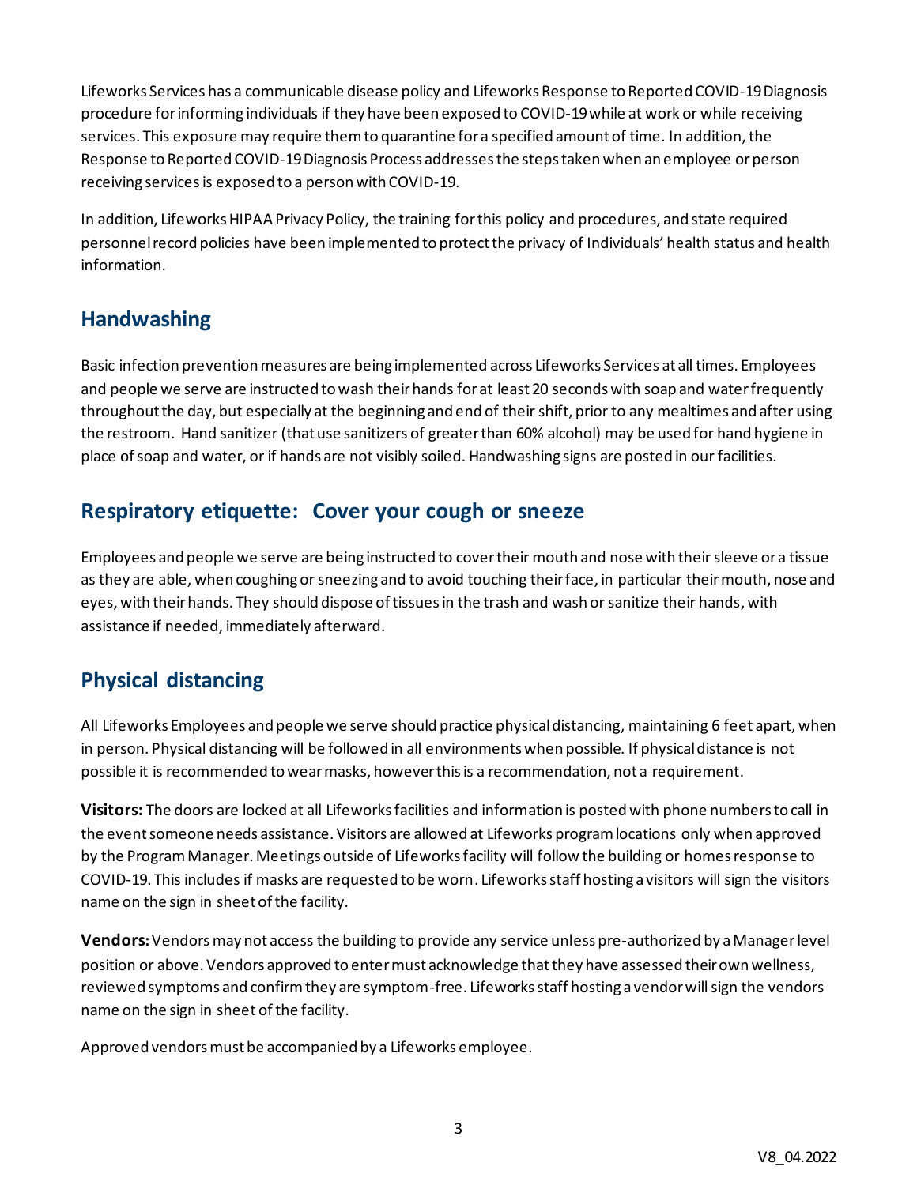Lifeworks Services has a communicable disease policy and Lifeworks Response to Reported COVID-19 Diagnosis procedure for informing individuals if they have been exposed to COVID-19 while at work or while receiving services. This exposure may require them to quarantine for a specified amount of time. In addition, the Response to Reported COVID-19 Diagnosis Process addresses the steps taken when an employee or person receiving services is exposed to a person with COVID-19.

In addition, Lifeworks HIPAA Privacy Policy, the training for this policy and procedures, and state required personnel record policies have been implemented to protect the privacy of Individuals' health status and health information.

## Handwashing

Basic infection prevention measures are being implemented across Lifeworks Services at all times. Employees and people we serve are instructed to wash their hands for at least 20 seconds with soap and water frequently throughout the day, but especially at the beginning and end of their shift, prior to any mealtimes and after using the restroom. Hand sanitizer (that use sanitizers of greater than 60% alcohol) may be used for hand hygiene in place of soap and water, or if hands are not visibly soiled. Handwashing signs are posted in our facilities.

## Respiratory etiquette: Cover your cough or sneeze

Employees and people we serve are being instructed to cover their mouth and nose with their sleeve or a tissue as they are able, when coughing or sneezing and to avoid touching their face, in particular their mouth, nose and eyes, with their hands. They should dispose of tissues in the trash and wash or sanitize their hands, with assistance if needed, immediately afterward.

## Physical distancing

All Lifeworks Employees and people we serve should practice physical distancing, maintaining 6 feet apart, when in person. Physical distancing will be followed in all environments when possible. If physical distance is not possible it is recommended to wear masks, however this is a recommendation, not a requirement.

**Visitors:** The doors are locked at all Lifeworks facilities and information is posted with phone numbers to call in the event someone needs assistance. Visitors are allowed at Lifeworks program locations only when approved by the Program Manager. Meetings outside of Lifeworks facility will follow the building or homes response to COVID-19. This includes if masks are requested to be worn. Lifeworks staff hosting a visitors will sign the visitors name on the sign in sheet of the facility.

**Vendors:** Vendors may not access the building to provide any service unless pre-authorized by a Manager level position or above. Vendors approved to enter must acknowledge that they have assessed their own wellness, reviewed symptoms and confirm they are symptom-free. Lifeworks staff hosting a vendor will sign the vendors name on the sign in sheet of the facility.

Approved vendors must be accompanied by a Lifeworks employee.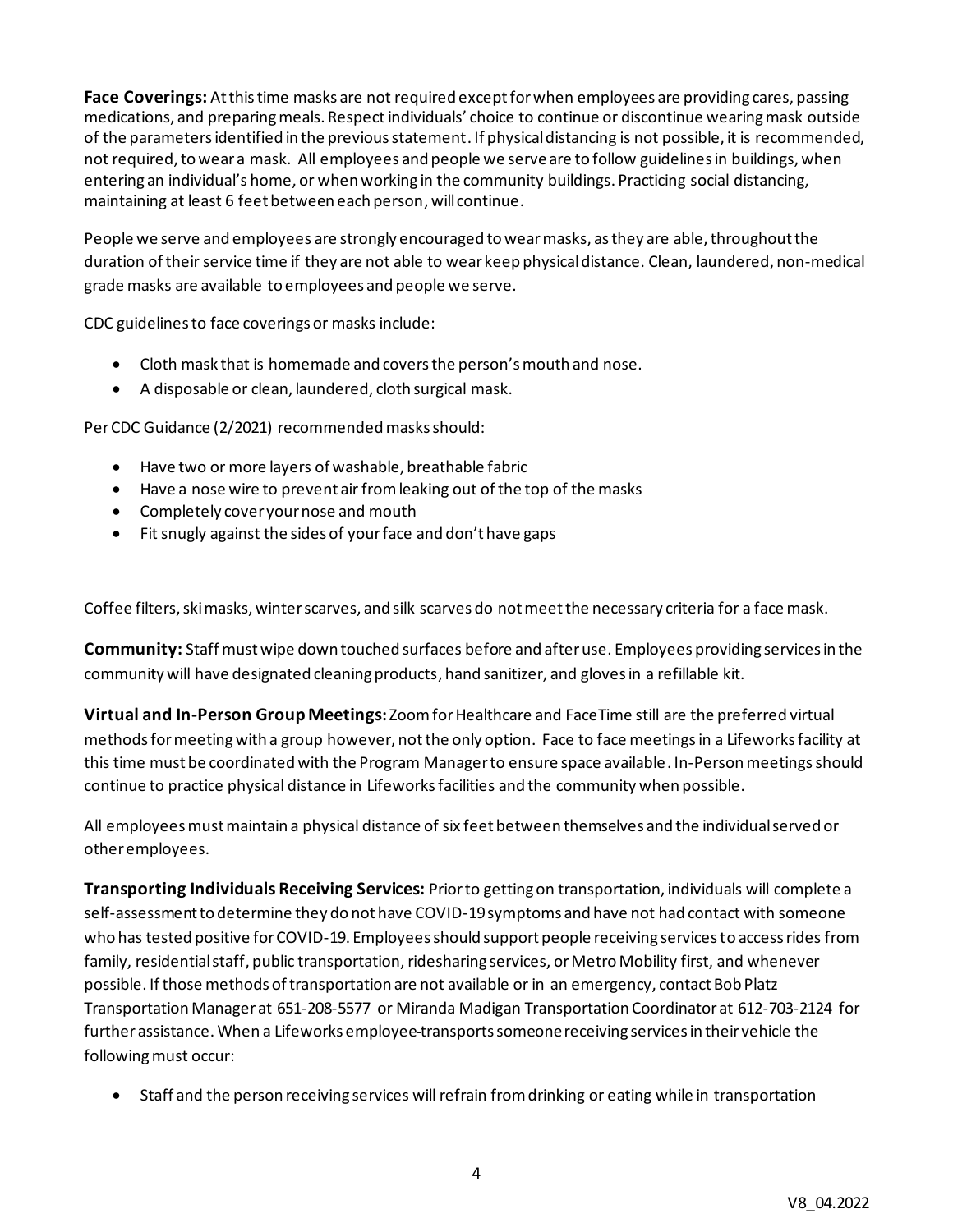**Face Coverings:** At this time masks are not required except for when employees are providing cares, passing medications, and preparing meals. Respect individuals' choice to continue or discontinue wearing mask outside of the parameters identified in the previous statement. If physical distancing is not possible, it is recommended, not required, to wear a mask. All employees and people we serve are to follow guidelines in buildings, when entering an individual's home, or when working in the community buildings. Practicing social distancing, maintaining at least 6 feet between each person, will continue.

People we serve and employees are strongly encouraged to wear masks, as they are able, throughout the duration of their service time if they are not able to wear keep physical distance. Clean, laundered, non-medical grade masks are available to employees and people we serve.

CDC guidelines to face coverings or masks include:

- Cloth mask that is homemade and covers the person's mouth and nose.
- A disposable or clean, laundered, cloth surgical mask.

Per CDC Guidance (2/2021) recommended masks should:

- Have two or more layers of washable, breathable fabric
- Have a nose wire to prevent air from leaking out of the top of the masks
- Completely cover your nose and mouth
- Fit snugly against the sides of your face and don't have gaps

Coffee filters, ski masks, winter scarves, and silk scarves do not meet the necessary criteria for a face mask.

**Community:** Staff must wipe down touched surfaces before and after use. Employees providing services in the community will have designated cleaning products, hand sanitizer, and gloves in a refillable kit.

**Virtual and In-Person Group Meetings:** Zoom for Healthcare and FaceTime still are the preferred virtual methods for meeting with a group however, not the only option. Face to face meetings in a Lifeworks facility at this time must be coordinated with the Program Manager to ensure space available. In-Person meetings should continue to practice physical distance in Lifeworks facilities and the community when possible.

All employees must maintain a physical distance of six feet between themselves and the individual served or other employees.

**Transporting Individuals Receiving Services:** Prior to getting on transportation, individuals will complete a self-assessment to determine they do not have COVID-19 symptoms and have not had contact with someone who has tested positive for COVID-19. Employees should support people receiving services to access rides from family, residential staff, public transportation, ridesharing services, or Metro Mobility first, and whenever possible. If those methods of transportation are not available or in an emergency, contact Bob Platz Transportation Manager at 651-208-5577 or Miranda Madigan Transportation Coordinator at 612-703-2124 for further assistance. When a Lifeworks employee transports someone receiving services in their vehicle the following must occur:

- Staff and the person receiving services will refrain from drinking or eating while in transportation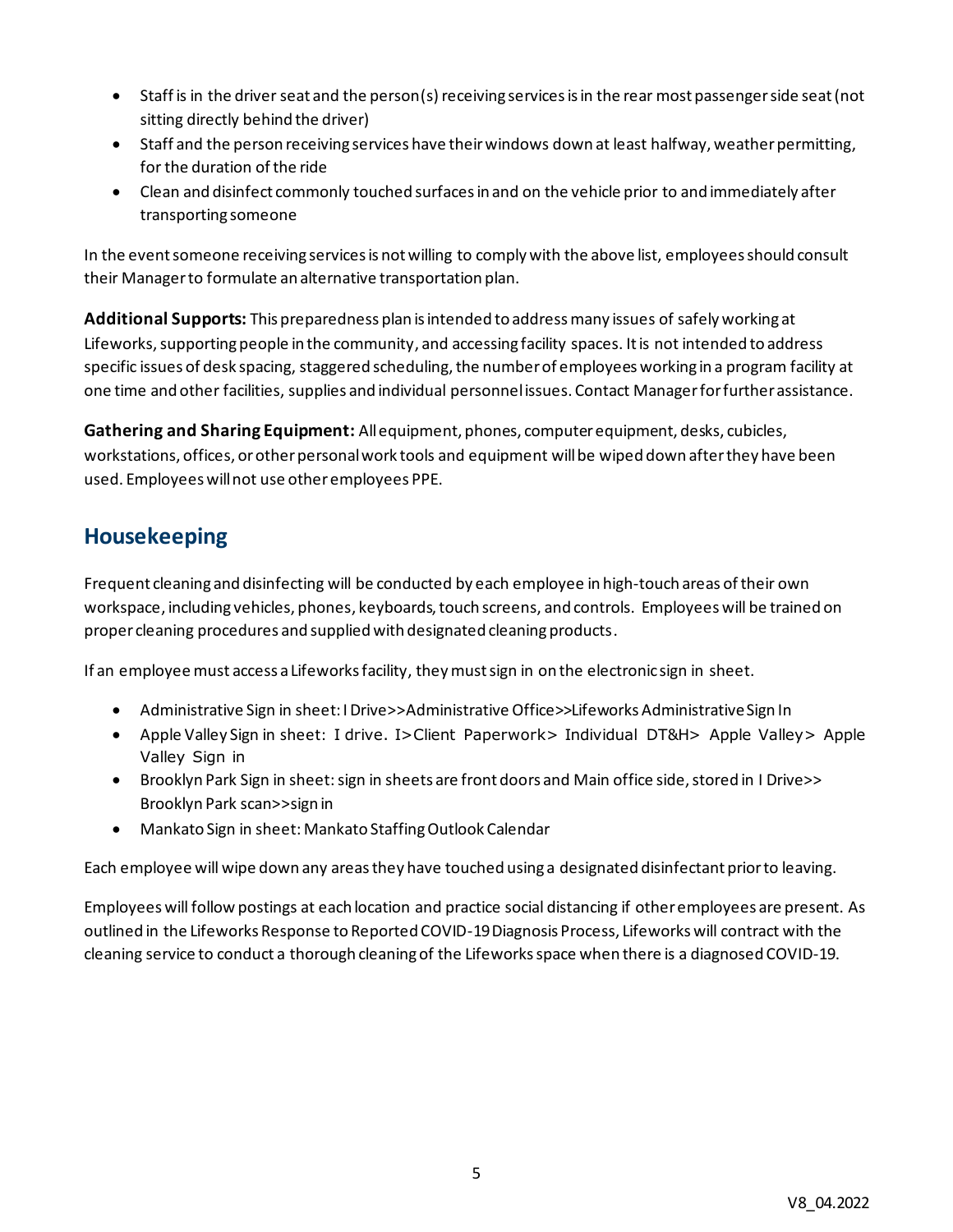- Staff is in the driver seat and the person(s) receiving services is in the rear most passenger side seat (not sitting directly behind the driver)
- Staff and the person receiving services have their windows down at least halfway, weather permitting, for the duration of the ride
- Clean and disinfect commonly touched surfaces in and on the vehicle prior to and immediately after transporting someone

In the event someone receiving services is not willing to comply with the above list, employees should consult their Manager to formulate an alternative transportation plan.

**Additional Supports:** This preparedness plan is intended to address many issues of safely working at Lifeworks, supporting people in the community, and accessing facility spaces. It is not intended to address specific issues of desk spacing, staggered scheduling, the number of employees working in a program facility at one time and other facilities, supplies and individual personnel issues. Contact Manager for further assistance.

**Gathering and Sharing Equipment:** All equipment, phones, computer equipment, desks, cubicles, workstations, offices, or other personal work tools and equipment will be wiped down after they have been used. Employees will not use other employees PPE.

## Housekeeping

Frequent cleaning and disinfecting will be conducted by each employee in high-touch areas of their own workspace, including vehicles, phones, keyboards, touch screens, and controls. Employees will be trained on proper cleaning procedures and supplied with designated cleaning products.

If an employee must access a Lifeworks facility, they must sign in on the electronic sign in sheet.

- Administrative Sign in sheet: I Drive>>Administrative Office>>Lifeworks Administrative Sign In
- Apple Valley Sign in sheet: I drive. I>Client Paperwork> Individual DT&H> Apple Valley> Apple Valley Sign in
- Brooklyn Park Sign in sheet: sign in sheets are front doors and Main office side, stored in I Drive>> Brooklyn Park scan>>sign in
- Mankato Sign in sheet: Mankato Staffing Outlook Calendar

Each employee will wipe down any areas they have touched using a designated disinfectant prior to leaving.

Employees will follow postings at each location and practice social distancing if other employees are present. As outlined in the Lifeworks Response to Reported COVID-19 Diagnosis Process, Lifeworks will contract with the cleaning service to conduct a thorough cleaning of the Lifeworks space when there is a diagnosed COVID-19.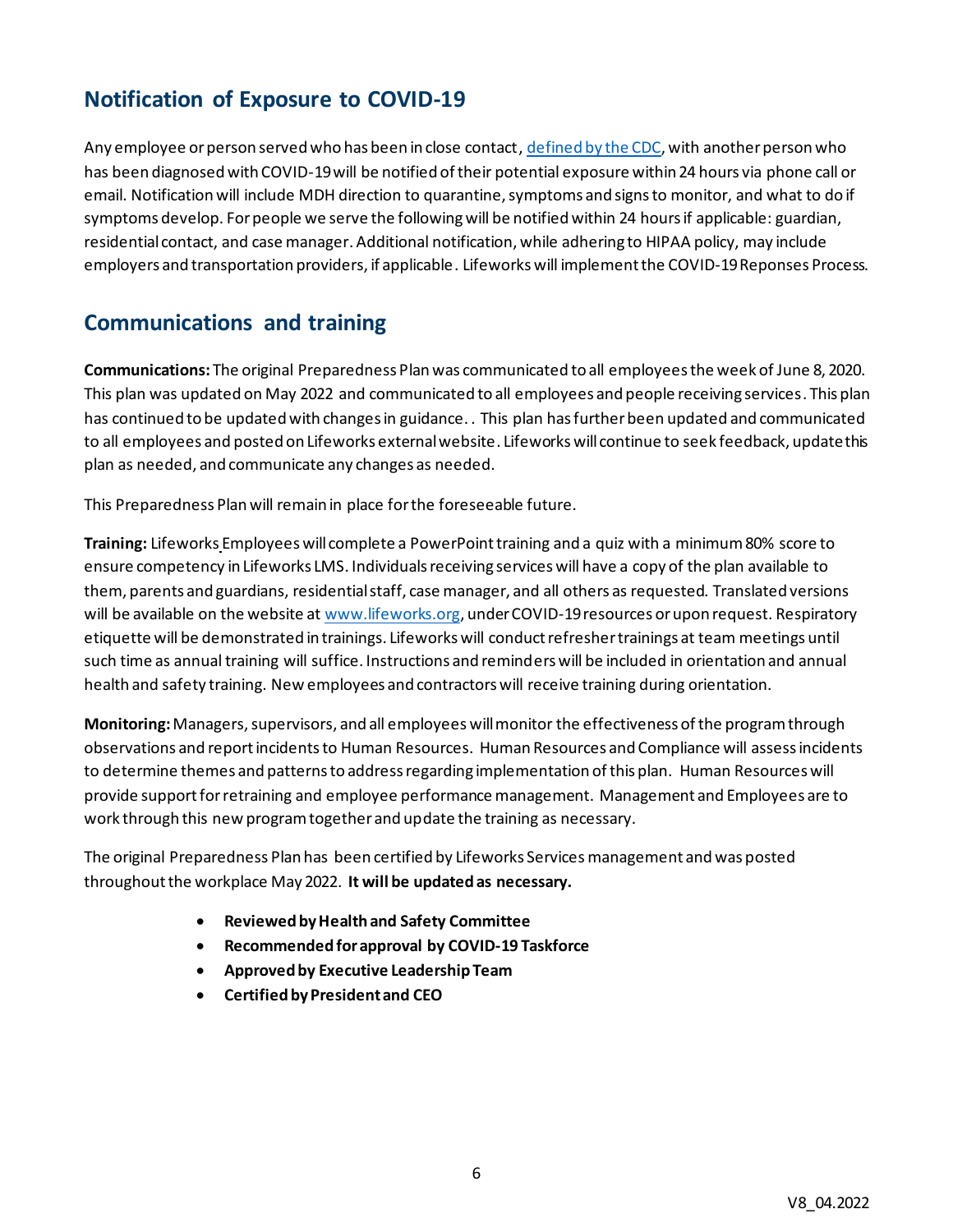## Notification of Exposure to COVID-19

Any employee or person served who has been in close contact, [defined by the CDC](), with another person who has been diagnosed with COVID-19 will be notified of their potential exposure within 24 hours via phone call or email. Notification will include MDH direction to quarantine, symptoms and signs to monitor, and what to do if symptoms develop. For people we serve the following will be notified within 24 hours if applicable: guardian, residential contact, and case manager. Additional notification, while adhering to HIPAA policy, may include employers and transportation providers, if applicable. Lifeworks will implement the COVID-19 Reponses Process.

## Communications and training

**Communications:** The original Preparedness Plan was communicated to all employees the week of June 8, 2020. This plan was updated on May 2022 and communicated to all employees and people receiving services. This plan has continued to be updated with changes in guidance. . This plan has further been updated and communicated to all employees and posted on Lifeworks external website. Lifeworks will continue to seek feedback, update this plan as needed, and communicate any changes as needed.

This Preparedness Plan will remain in place for the foreseeable future.

**Training:** Lifeworks Employees will complete a PowerPoint training and a quiz with a minimum 80% score to ensure competency in Lifeworks LMS. Individuals receiving services will have a copy of the plan available to them, parents and guardians, residential staff, case manager, and all others as requested. Translated versions will be available on the website at www.lifeworks.org, under COVID-19 resources or upon request. Respiratory etiquette will be demonstrated in trainings. Lifeworks will conduct refresher trainings at team meetings until such time as annual training will suffice. Instructions and reminders will be included in orientation and annual health and safety training. New employees and contractors will receive training during orientation.

**Monitoring:** Managers, supervisors, and all employees will monitor the effectiveness of the program through observations and report incidents to Human Resources. Human Resources and Compliance will assess incidents to determine themes and patterns to address regarding implementation of this plan. Human Resources will provide support for retraining and employee performance management. Management and Employees are to work through this new program together and update the training as necessary.

The original Preparedness Plan has been certified by Lifeworks Services management and was posted throughout the workplace May 2022. **It will be updated as necessary.**

- **Reviewed by Health and Safety Committee**
- **Recommended for approval by COVID-19 Taskforce**
- **Approved by Executive Leadership Team**
- **Certified by President and CEO**

V8_04.2022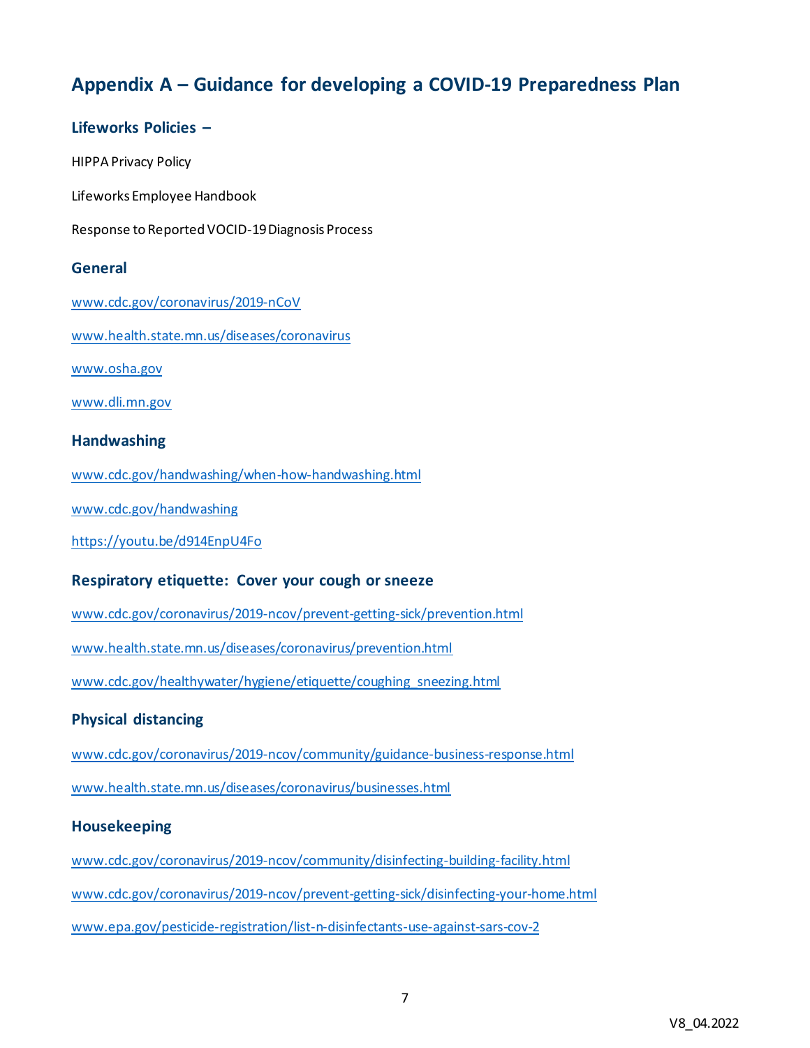## Appendix A – Guidance for developing a COVID-19 Preparedness Plan

### Lifeworks Policies –

HIPPA Privacy Policy

Lifeworks Employee Handbook

Response to Reported VOCID-19 Diagnosis Process

### General

www.cdc.gov/coronavirus/2019-nCoV

www.health.state.mn.us/diseases/coronavirus

www.osha.gov

www.dli.mn.gov

### Handwashing

www.cdc.gov/handwashing/when-how-handwashing.html

www.cdc.gov/handwashing

https://youtu.be/d914EnpU4Fo

### Respiratory etiquette: Cover your cough or sneeze

www.cdc.gov/coronavirus/2019-ncov/prevent-getting-sick/prevention.html

www.health.state.mn.us/diseases/coronavirus/prevention.html

www.cdc.gov/healthywater/hygiene/etiquette/coughing_sneezing.html

### Physical distancing

www.cdc.gov/coronavirus/2019-ncov/community/guidance-business-response.html

www.health.state.mn.us/diseases/coronavirus/businesses.html

### Housekeeping

www.cdc.gov/coronavirus/2019-ncov/community/disinfecting-building-facility.html

www.cdc.gov/coronavirus/2019-ncov/prevent-getting-sick/disinfecting-your-home.html

www.epa.gov/pesticide-registration/list-n-disinfectants-use-against-sars-cov-2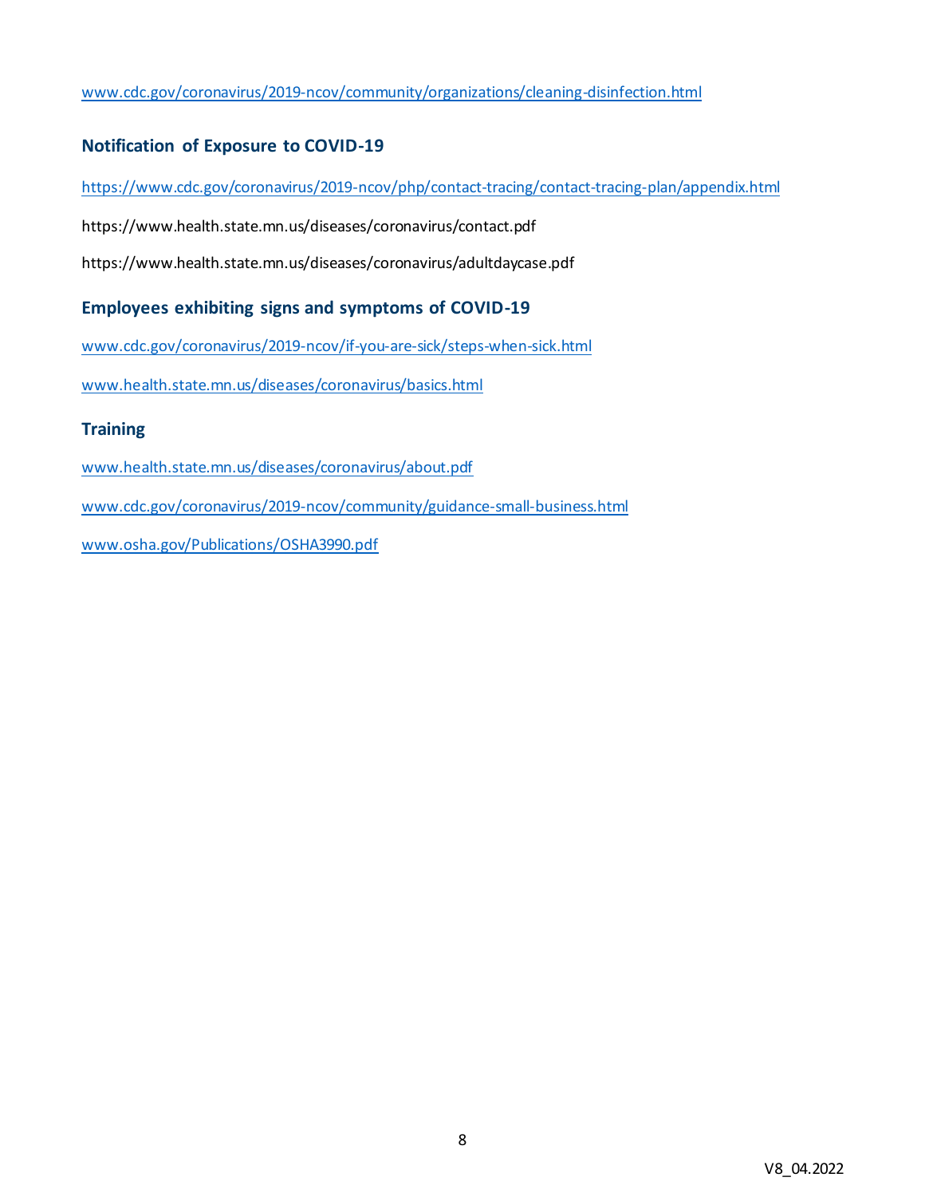www.cdc.gov/coronavirus/2019-ncov/community/organizations/cleaning-disinfection.html

### Notification of Exposure to COVID-19

https://www.cdc.gov/coronavirus/2019-ncov/php/contact-tracing/contact-tracing-plan/appendix.html

https://www.health.state.mn.us/diseases/coronavirus/contact.pdf

https://www.health.state.mn.us/diseases/coronavirus/adultdaycase.pdf

### Employees exhibiting signs and symptoms of COVID-19

www.cdc.gov/coronavirus/2019-ncov/if-you-are-sick/steps-when-sick.html

www.health.state.mn.us/diseases/coronavirus/basics.html

### Training

www.health.state.mn.us/diseases/coronavirus/about.pdf

www.cdc.gov/coronavirus/2019-ncov/community/guidance-small-business.html

www.osha.gov/Publications/OSHA3990.pdf

V8_04.2022